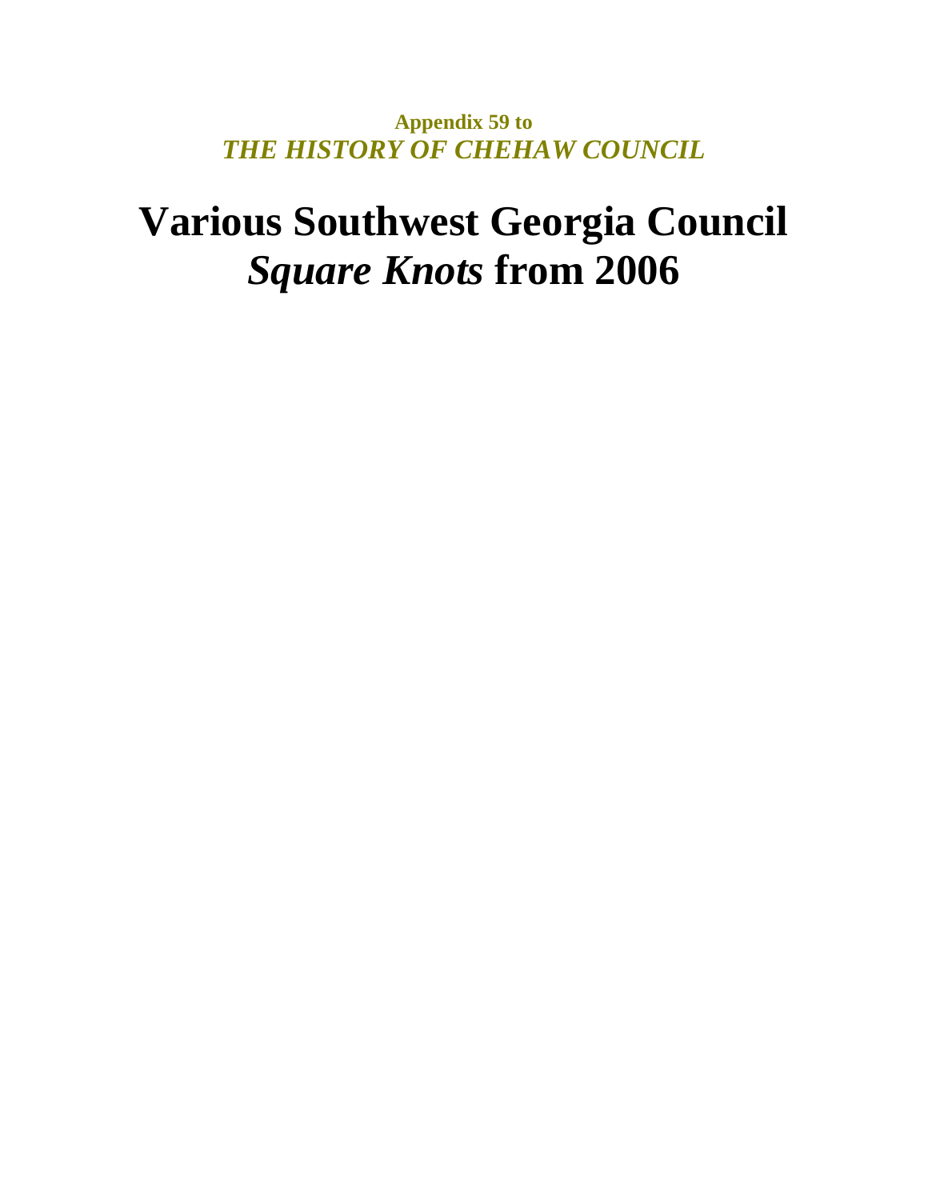**Appendix 59 to**
***THE HISTORY OF CHEHAW COUNCIL***

# Various Southwest Georgia Council *Square Knots* from 2006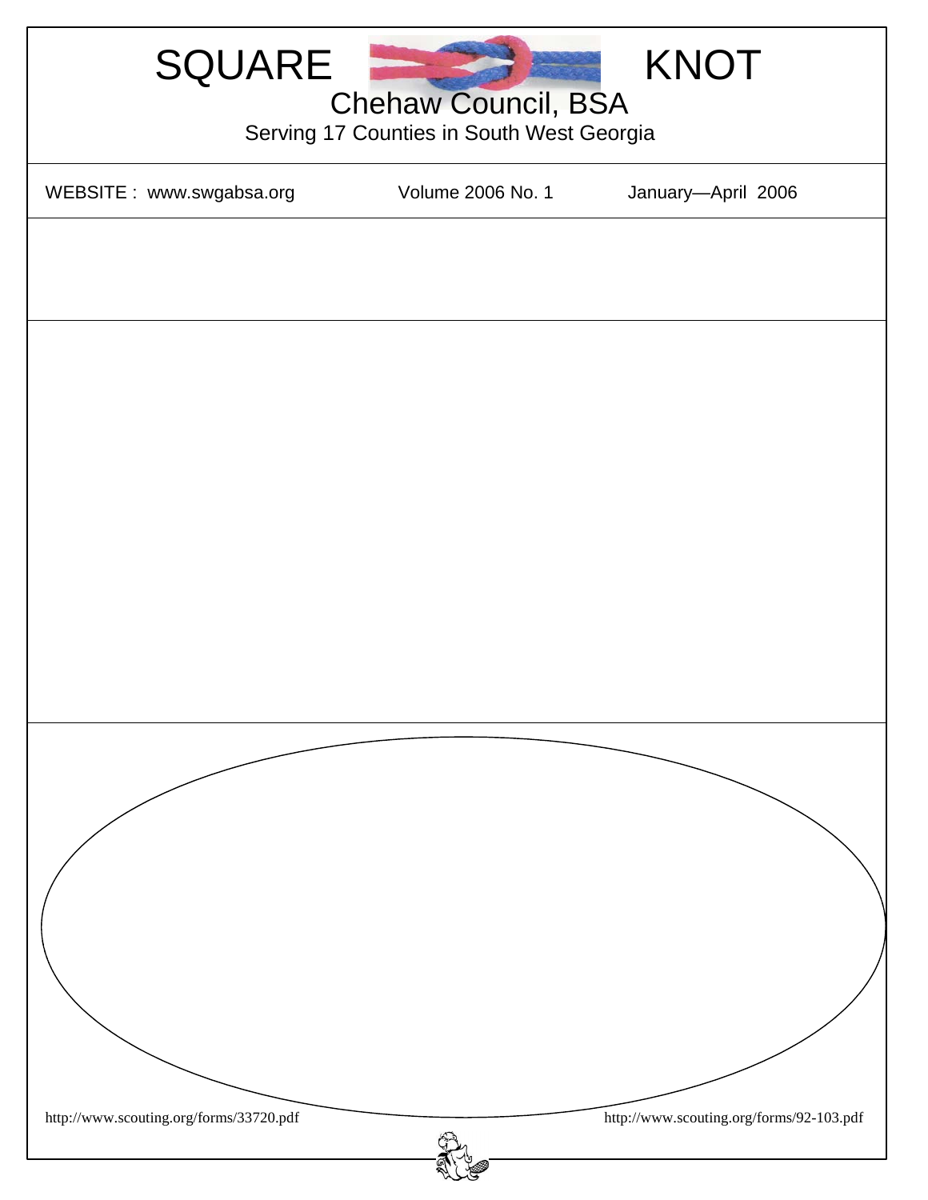# SQUARE KNOT

## Chehaw Council, BSA

Serving 17 Counties in South West Georgia

WEBSITE : www.swgabsa.org | Volume 2006 No. 1 | January—April 2006

http://www.scouting.org/forms/33720.pdf

http://www.scouting.org/forms/92-103.pdf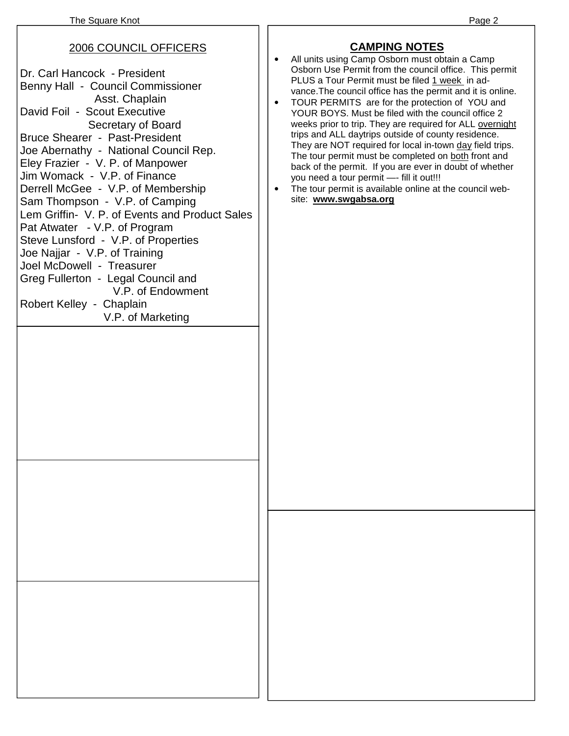## 2006 COUNCIL OFFICERS

Dr. Carl Hancock - President
Benny Hall - Council Commissioner
Asst. Chaplain
David Foil - Scout Executive
Secretary of Board
Bruce Shearer - Past-President
Joe Abernathy - National Council Rep.
Eley Frazier - V. P. of Manpower
Jim Womack - V.P. of Finance
Derrell McGee - V.P. of Membership
Sam Thompson - V.P. of Camping
Lem Griffin- V. P. of Events and Product Sales
Pat Atwater - V.P. of Program
Steve Lunsford - V.P. of Properties
Joe Najjar - V.P. of Training
Joel McDowell - Treasurer
Greg Fullerton - Legal Council and
V.P. of Endowment
Robert Kelley - Chaplain
V.P. of Marketing

## CAMPING NOTES

- All units using Camp Osborn must obtain a Camp Osborn Use Permit from the council office. This permit PLUS a Tour Permit must be filed 1 week in advance.The council office has the permit and it is online.
- TOUR PERMITS are for the protection of YOU and YOUR BOYS. Must be filed with the council office 2 weeks prior to trip. They are required for ALL overnight trips and ALL daytrips outside of county residence. They are NOT required for local in-town day field trips. The tour permit must be completed on both front and back of the permit. If you are ever in doubt of whether you need a tour permit —- fill it out!!!
- The tour permit is available online at the council website: **www.swgabsa.org**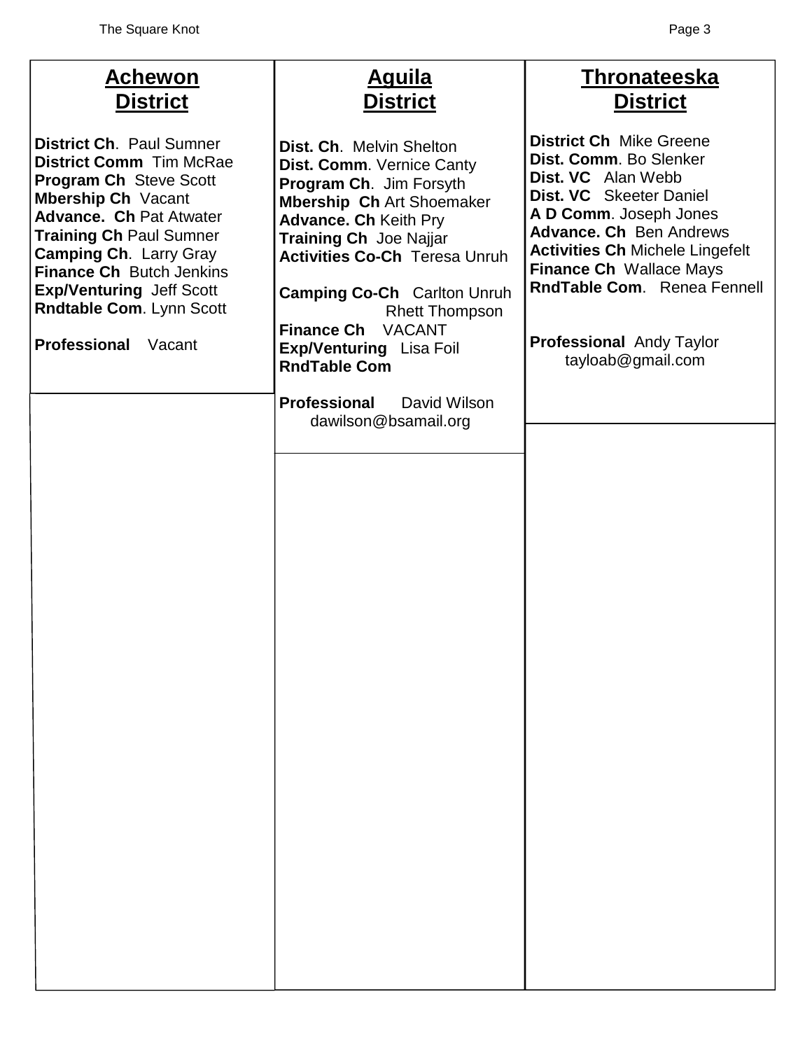## Achewon District

**District Ch**. Paul Sumner
**District Comm** Tim McRae
**Program Ch** Steve Scott
**Mbership Ch** Vacant
**Advance. Ch** Pat Atwater
**Training Ch** Paul Sumner
**Camping Ch**. Larry Gray
**Finance Ch** Butch Jenkins
**Exp/Venturing** Jeff Scott
**Rndtable Com**. Lynn Scott

**Professional** Vacant

## Aguila District

**Dist. Ch**. Melvin Shelton
**Dist. Comm**. Vernice Canty
**Program Ch**. Jim Forsyth
**Mbership Ch** Art Shoemaker
**Advance. Ch** Keith Pry
**Training Ch** Joe Najjar
**Activities Co-Ch** Teresa Unruh

**Camping Co-Ch** Carlton Unruh
Rhett Thompson
**Finance Ch** VACANT
**Exp/Venturing** Lisa Foil
**RndTable Com**

**Professional** David Wilson
dawilson@bsamail.org

## Thronateeska District

**District Ch** Mike Greene
**Dist. Comm**. Bo Slenker
**Dist. VC** Alan Webb
**Dist. VC** Skeeter Daniel
**A D Comm**. Joseph Jones
**Advance. Ch** Ben Andrews
**Activities Ch** Michele Lingefelt
**Finance Ch** Wallace Mays
**RndTable Com**. Renea Fennell

**Professional** Andy Taylor
tayloab@gmail.com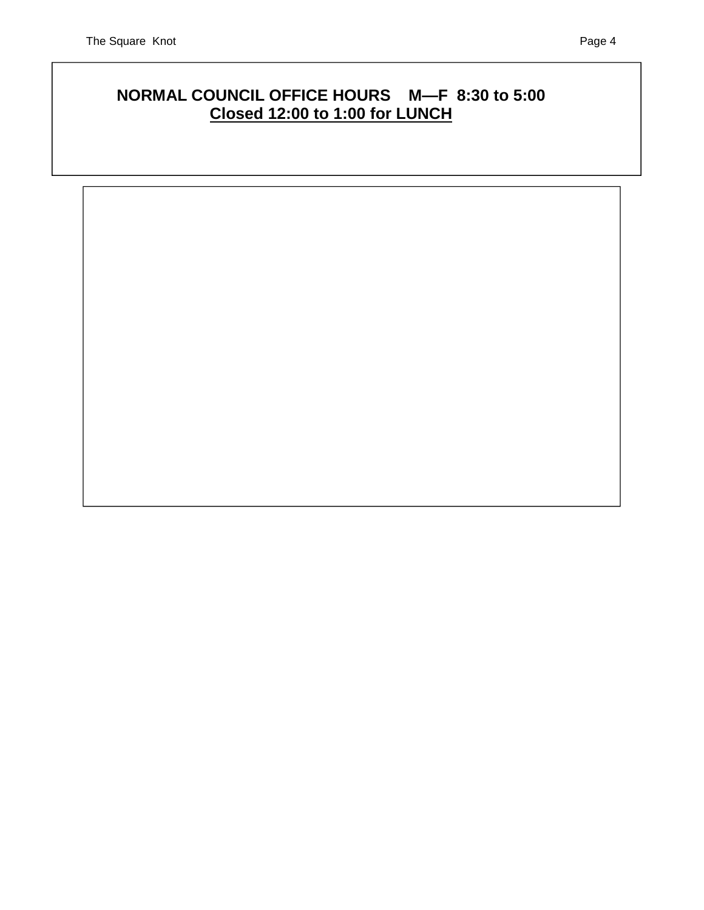**NORMAL COUNCIL OFFICE HOURS    M—F  8:30 to 5:00**

**Closed 12:00 to 1:00 for LUNCH**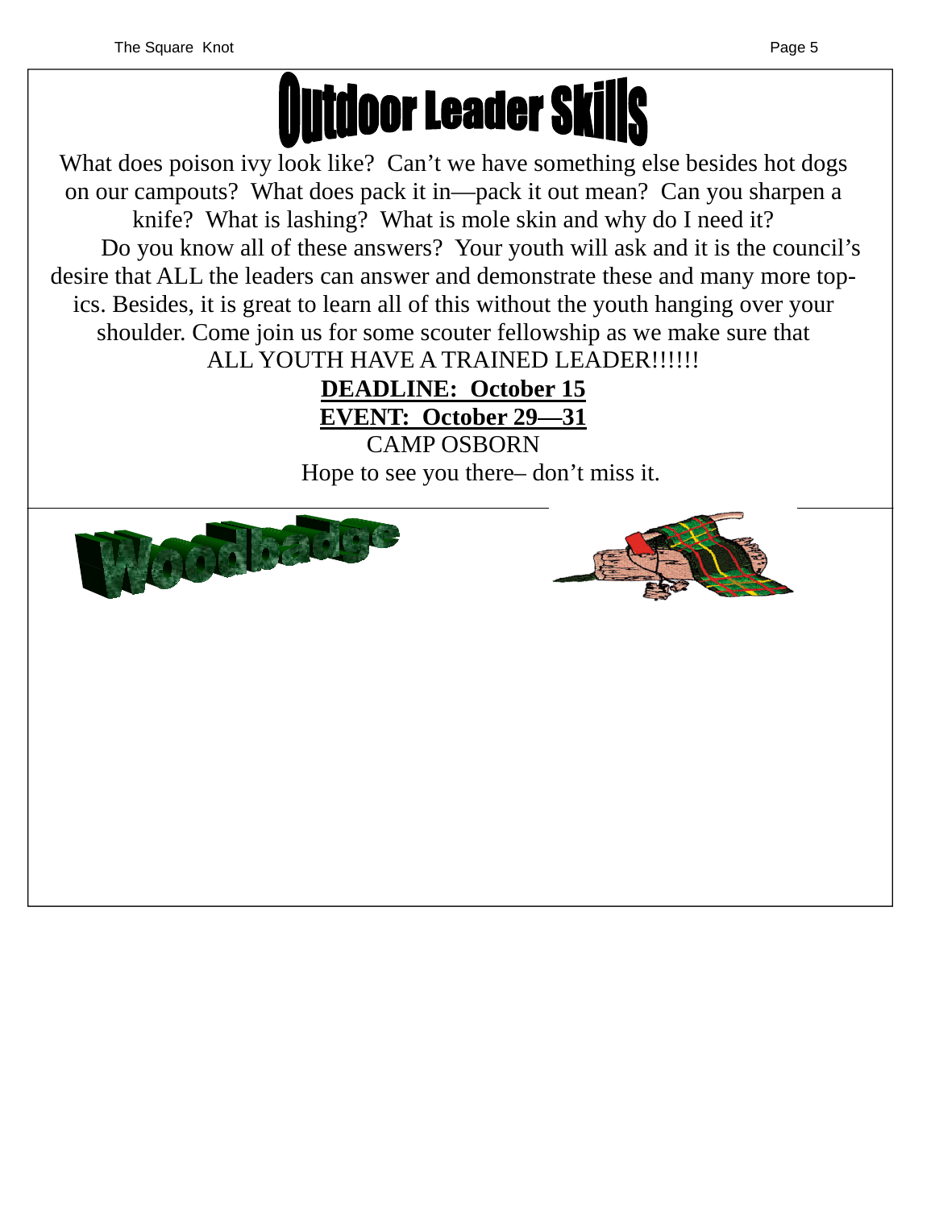# Outdoor Leader Skills

What does poison ivy look like? Can't we have something else besides hot dogs on our campouts? What does pack it in—pack it out mean? Can you sharpen a knife? What is lashing? What is mole skin and why do I need it?

Do you know all of these answers? Your youth will ask and it is the council's desire that ALL the leaders can answer and demonstrate these and many more topics. Besides, it is great to learn all of this without the youth hanging over your shoulder. Come join us for some scouter fellowship as we make sure that ALL YOUTH HAVE A TRAINED LEADER!!!!!!

**DEADLINE: October 15**

**EVENT: October 29—31**

CAMP OSBORN

Hope to see you there– don't miss it.

# Woodbadge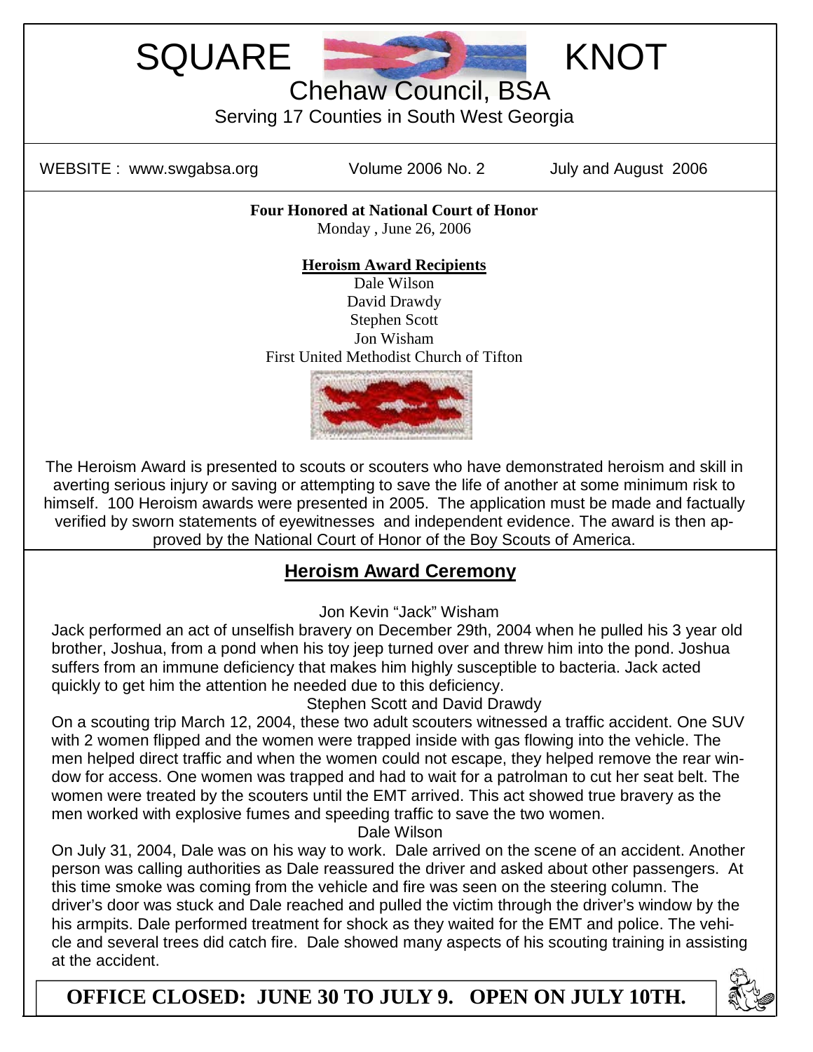# SQUARE KNOT

## Chehaw Council, BSA

Serving 17 Counties in South West Georgia

WEBSITE : www.swgabsa.org | Volume 2006 No. 2 | July and August 2006

**Four Honored at National Court of Honor**

Monday , June 26, 2006

**Heroism Award Recipients**

Dale Wilson
David Drawdy
Stephen Scott
Jon Wisham
First United Methodist Church of Tifton

The Heroism Award is presented to scouts or scouters who have demonstrated heroism and skill in averting serious injury or saving or attempting to save the life of another at some minimum risk to himself. 100 Heroism awards were presented in 2005. The application must be made and factually verified by sworn statements of eyewitnesses and independent evidence. The award is then approved by the National Court of Honor of the Boy Scouts of America.

## Heroism Award Ceremony

Jon Kevin "Jack" Wisham

Jack performed an act of unselfish bravery on December 29th, 2004 when he pulled his 3 year old brother, Joshua, from a pond when his toy jeep turned over and threw him into the pond. Joshua suffers from an immune deficiency that makes him highly susceptible to bacteria. Jack acted quickly to get him the attention he needed due to this deficiency.

Stephen Scott and David Drawdy

On a scouting trip March 12, 2004, these two adult scouters witnessed a traffic accident. One SUV with 2 women flipped and the women were trapped inside with gas flowing into the vehicle. The men helped direct traffic and when the women could not escape, they helped remove the rear window for access. One women was trapped and had to wait for a patrolman to cut her seat belt. The women were treated by the scouters until the EMT arrived. This act showed true bravery as the men worked with explosive fumes and speeding traffic to save the two women.

Dale Wilson

On July 31, 2004, Dale was on his way to work. Dale arrived on the scene of an accident. Another person was calling authorities as Dale reassured the driver and asked about other passengers. At this time smoke was coming from the vehicle and fire was seen on the steering column. The driver's door was stuck and Dale reached and pulled the victim through the driver's window by the his armpits. Dale performed treatment for shock as they waited for the EMT and police. The vehicle and several trees did catch fire. Dale showed many aspects of his scouting training in assisting at the accident.

**OFFICE CLOSED: JUNE 30 TO JULY 9. OPEN ON JULY 10TH.**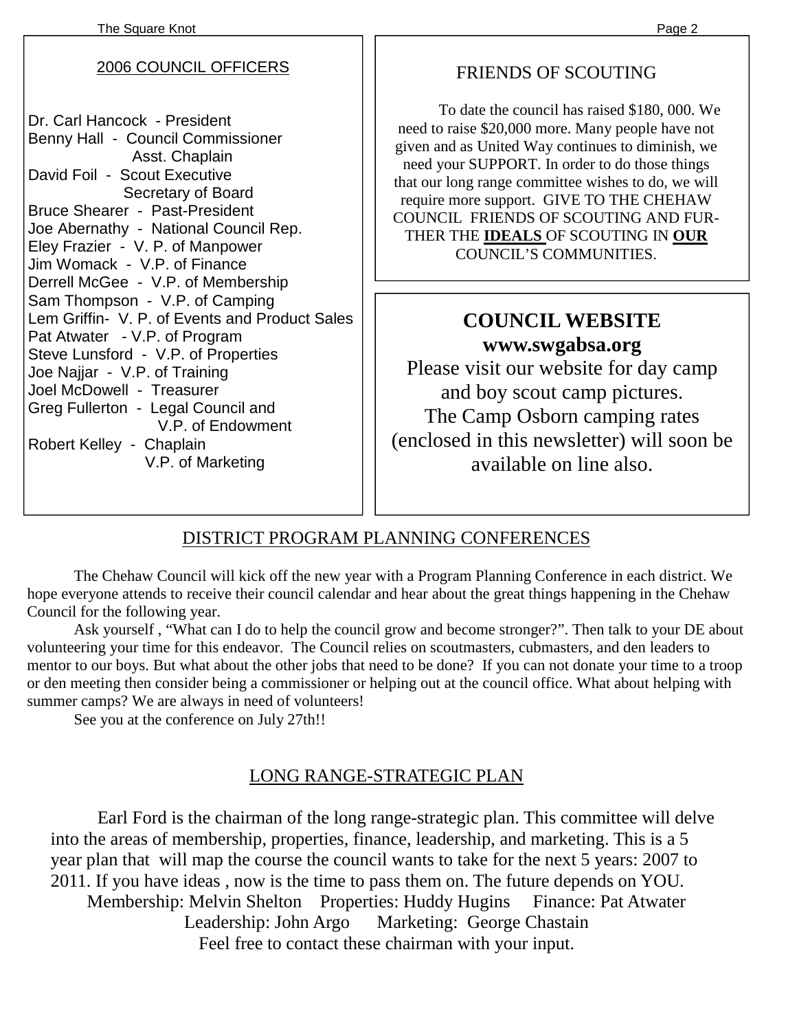## 2006 COUNCIL OFFICERS

Dr. Carl Hancock - President
Benny Hall - Council Commissioner
Asst. Chaplain
David Foil - Scout Executive
Secretary of Board
Bruce Shearer - Past-President
Joe Abernathy - National Council Rep.
Eley Frazier - V. P. of Manpower
Jim Womack - V.P. of Finance
Derrell McGee - V.P. of Membership
Sam Thompson - V.P. of Camping
Lem Griffin- V. P. of Events and Product Sales
Pat Atwater - V.P. of Program
Steve Lunsford - V.P. of Properties
Joe Najjar - V.P. of Training
Joel McDowell - Treasurer
Greg Fullerton - Legal Council and
V.P. of Endowment
Robert Kelley - Chaplain
V.P. of Marketing

## FRIENDS OF SCOUTING

To date the council has raised $180, 000. We need to raise $20,000 more. Many people have not given and as United Way continues to diminish, we need your SUPPORT. In order to do those things that our long range committee wishes to do, we will require more support. GIVE TO THE CHEHAW COUNCIL FRIENDS OF SCOUTING AND FURTHER THE **IDEALS** OF SCOUTING IN **OUR** COUNCIL'S COMMUNITIES.

## COUNCIL WEBSITE

**www.swgabsa.org**

Please visit our website for day camp and boy scout camp pictures. The Camp Osborn camping rates (enclosed in this newsletter) will soon be available on line also.

## DISTRICT PROGRAM PLANNING CONFERENCES

The Chehaw Council will kick off the new year with a Program Planning Conference in each district. We hope everyone attends to receive their council calendar and hear about the great things happening in the Chehaw Council for the following year.

Ask yourself , "What can I do to help the council grow and become stronger?". Then talk to your DE about volunteering your time for this endeavor. The Council relies on scoutmasters, cubmasters, and den leaders to mentor to our boys. But what about the other jobs that need to be done? If you can not donate your time to a troop or den meeting then consider being a commissioner or helping out at the council office. What about helping with summer camps? We are always in need of volunteers!

See you at the conference on July 27th!!

## LONG RANGE-STRATEGIC PLAN

Earl Ford is the chairman of the long range-strategic plan. This committee will delve into the areas of membership, properties, finance, leadership, and marketing. This is a 5 year plan that will map the course the council wants to take for the next 5 years: 2007 to 2011. If you have ideas , now is the time to pass them on. The future depends on YOU.

Membership: Melvin Shelton Properties: Huddy Hugins Finance: Pat Atwater
Leadership: John Argo Marketing: George Chastain

Feel free to contact these chairman with your input.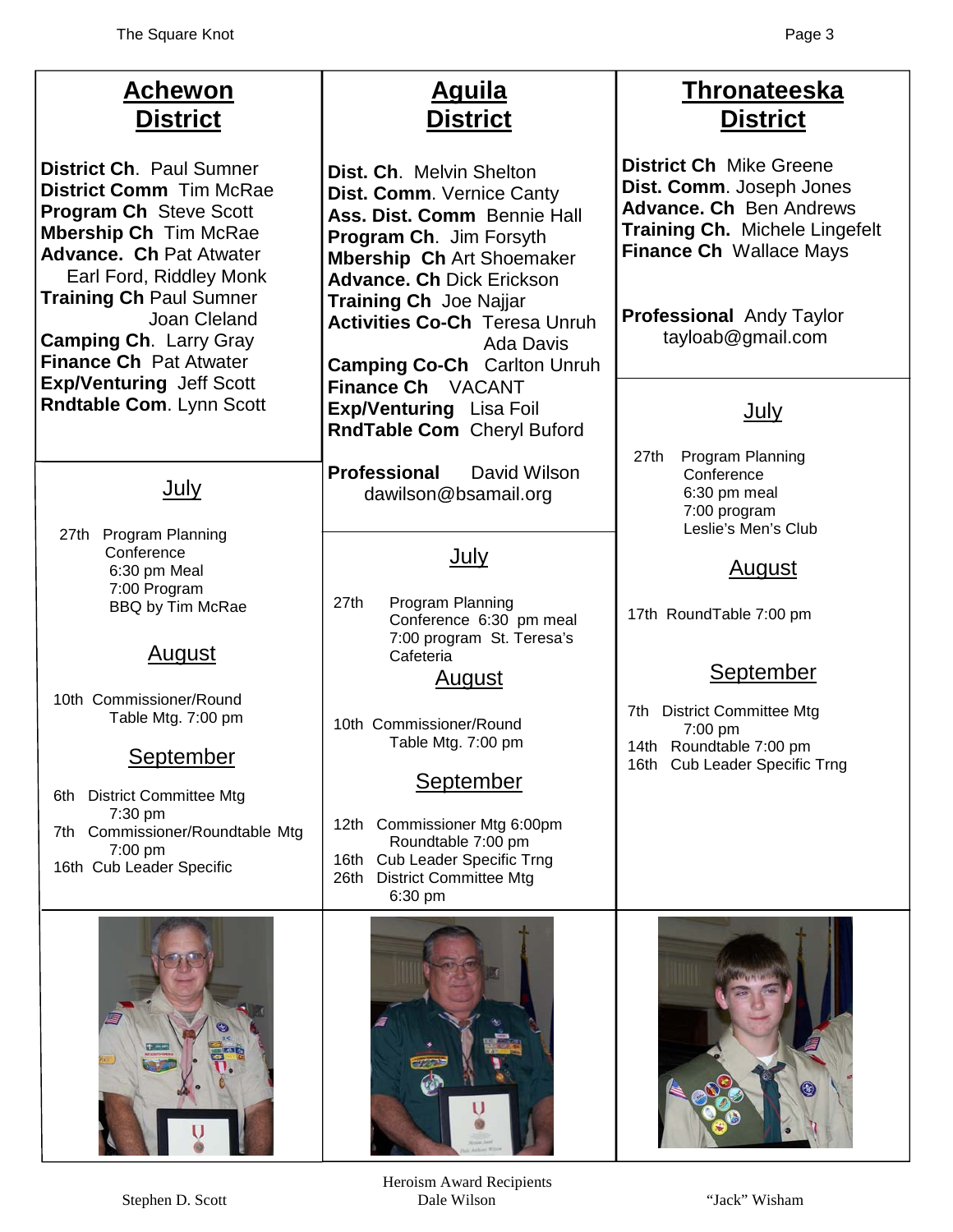## Achewon District

**District Ch**. Paul Sumner
**District Comm** Tim McRae
**Program Ch** Steve Scott
**Mbership Ch** Tim McRae
**Advance. Ch** Pat Atwater
Earl Ford, Riddley Monk
**Training Ch** Paul Sumner
Joan Cleland
**Camping Ch**. Larry Gray
**Finance Ch** Pat Atwater
**Exp/Venturing** Jeff Scott
**Rndtable Com**. Lynn Scott

### July

27th Program Planning Conference
6:30 pm Meal
7:00 Program
BBQ by Tim McRae

### August

10th Commissioner/Round Table Mtg. 7:00 pm

### September

6th District Committee Mtg 7:30 pm
7th Commissioner/Roundtable Mtg 7:00 pm
16th Cub Leader Specific

## Aquila District

**Dist. Ch**. Melvin Shelton
**Dist. Comm**. Vernice Canty
**Ass. Dist. Comm** Bennie Hall
**Program Ch**. Jim Forsyth
**Mbership Ch** Art Shoemaker
**Advance. Ch** Dick Erickson
**Training Ch** Joe Najjar
**Activities Co-Ch** Teresa Unruh
Ada Davis
**Camping Co-Ch** Carlton Unruh
**Finance Ch** VACANT
**Exp/Venturing** Lisa Foil
**RndTable Com** Cheryl Buford

**Professional** David Wilson
dawilson@bsamail.org

### July

27th Program Planning Conference 6:30 pm meal
7:00 program St. Teresa's Cafeteria

### August

10th Commissioner/Round Table Mtg. 7:00 pm

### September

12th Commissioner Mtg 6:00pm
Roundtable 7:00 pm
16th Cub Leader Specific Trng
26th District Committee Mtg 6:30 pm

## Thronateeska District

**District Ch** Mike Greene
**Dist. Comm**. Joseph Jones
**Advance. Ch** Ben Andrews
**Training Ch.** Michele Lingefelt
**Finance Ch** Wallace Mays

**Professional** Andy Taylor
tayloab@gmail.com

### July

27th Program Planning Conference
6:30 pm meal
7:00 program
Leslie's Men's Club

### August

17th RoundTable 7:00 pm

### September

7th District Committee Mtg 7:00 pm
14th Roundtable 7:00 pm
16th Cub Leader Specific Trng

Heroism Award Recipients

Stephen D. Scott — Dale Wilson — "Jack" Wisham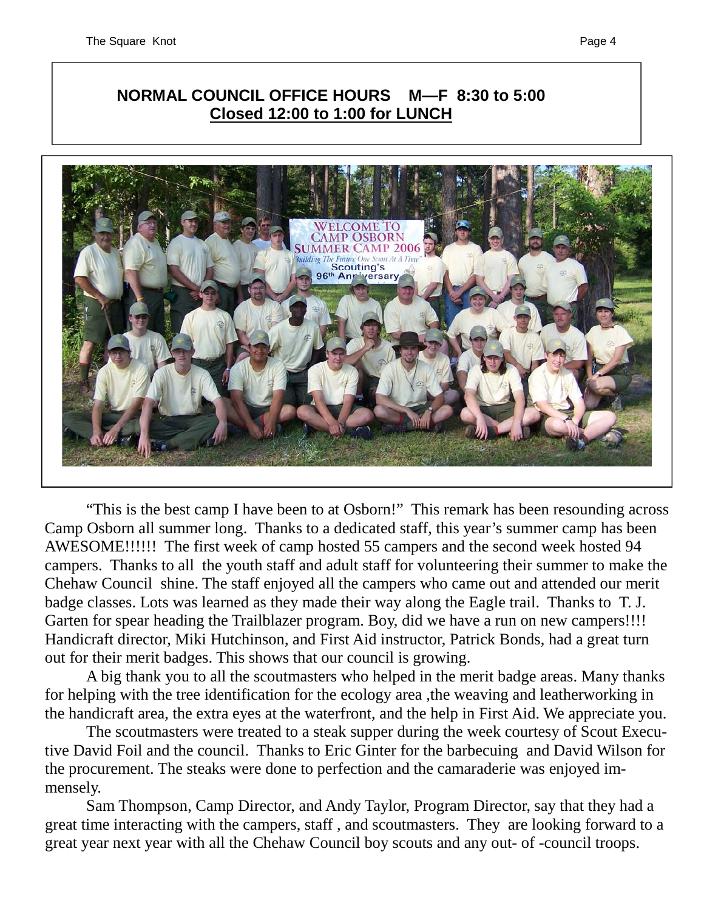**NORMAL COUNCIL OFFICE HOURS M—F 8:30 to 5:00**
**Closed 12:00 to 1:00 for LUNCH**

"This is the best camp I have been to at Osborn!" This remark has been resounding across Camp Osborn all summer long. Thanks to a dedicated staff, this year's summer camp has been AWESOME!!!!!! The first week of camp hosted 55 campers and the second week hosted 94 campers. Thanks to all the youth staff and adult staff for volunteering their summer to make the Chehaw Council shine. The staff enjoyed all the campers who came out and attended our merit badge classes. Lots was learned as they made their way along the Eagle trail. Thanks to T. J. Garten for spear heading the Trailblazer program. Boy, did we have a run on new campers!!!! Handicraft director, Miki Hutchinson, and First Aid instructor, Patrick Bonds, had a great turn out for their merit badges. This shows that our council is growing.

A big thank you to all the scoutmasters who helped in the merit badge areas. Many thanks for helping with the tree identification for the ecology area ,the weaving and leatherworking in the handicraft area, the extra eyes at the waterfront, and the help in First Aid. We appreciate you.

The scoutmasters were treated to a steak supper during the week courtesy of Scout Executive David Foil and the council. Thanks to Eric Ginter for the barbecuing and David Wilson for the procurement. The steaks were done to perfection and the camaraderie was enjoyed immensely.

Sam Thompson, Camp Director, and Andy Taylor, Program Director, say that they had a great time interacting with the campers, staff , and scoutmasters. They are looking forward to a great year next year with all the Chehaw Council boy scouts and any out- of -council troops.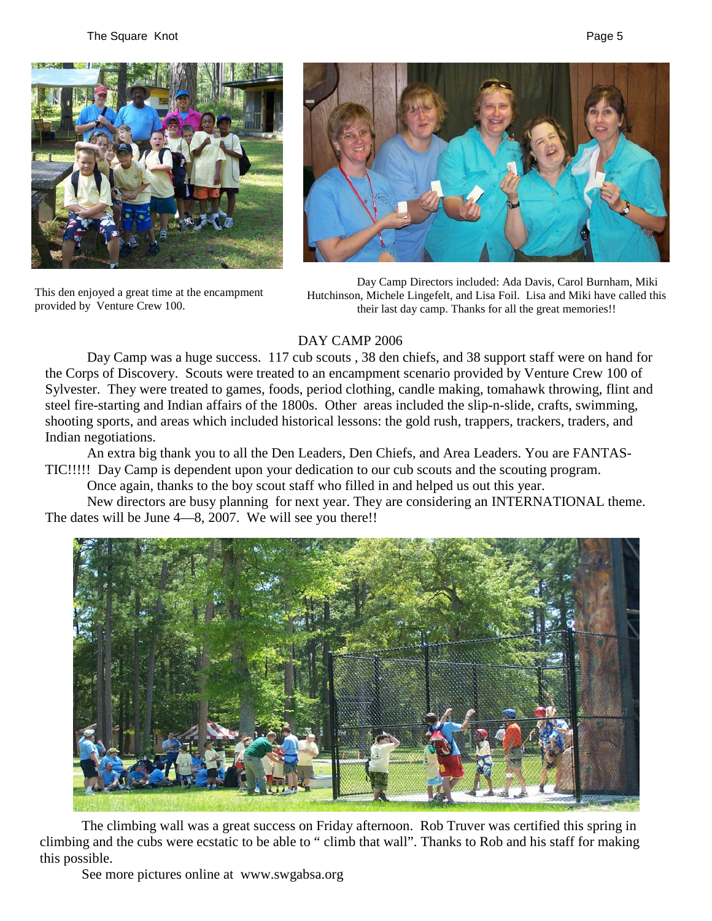This den enjoyed a great time at the encampment provided by Venture Crew 100.

Day Camp Directors included: Ada Davis, Carol Burnham, Miki Hutchinson, Michele Lingefelt, and Lisa Foil. Lisa and Miki have called this their last day camp. Thanks for all the great memories!!

## DAY CAMP 2006

Day Camp was a huge success. 117 cub scouts , 38 den chiefs, and 38 support staff were on hand for the Corps of Discovery. Scouts were treated to an encampment scenario provided by Venture Crew 100 of Sylvester. They were treated to games, foods, period clothing, candle making, tomahawk throwing, flint and steel fire-starting and Indian affairs of the 1800s. Other areas included the slip-n-slide, crafts, swimming, shooting sports, and areas which included historical lessons: the gold rush, trappers, trackers, traders, and Indian negotiations.

An extra big thank you to all the Den Leaders, Den Chiefs, and Area Leaders. You are FANTASTIC!!!!! Day Camp is dependent upon your dedication to our cub scouts and the scouting program.

Once again, thanks to the boy scout staff who filled in and helped us out this year.

New directors are busy planning for next year. They are considering an INTERNATIONAL theme. The dates will be June 4—8, 2007. We will see you there!!

The climbing wall was a great success on Friday afternoon. Rob Truver was certified this spring in climbing and the cubs were ecstatic to be able to " climb that wall". Thanks to Rob and his staff for making this possible.

See more pictures online at www.swgabsa.org